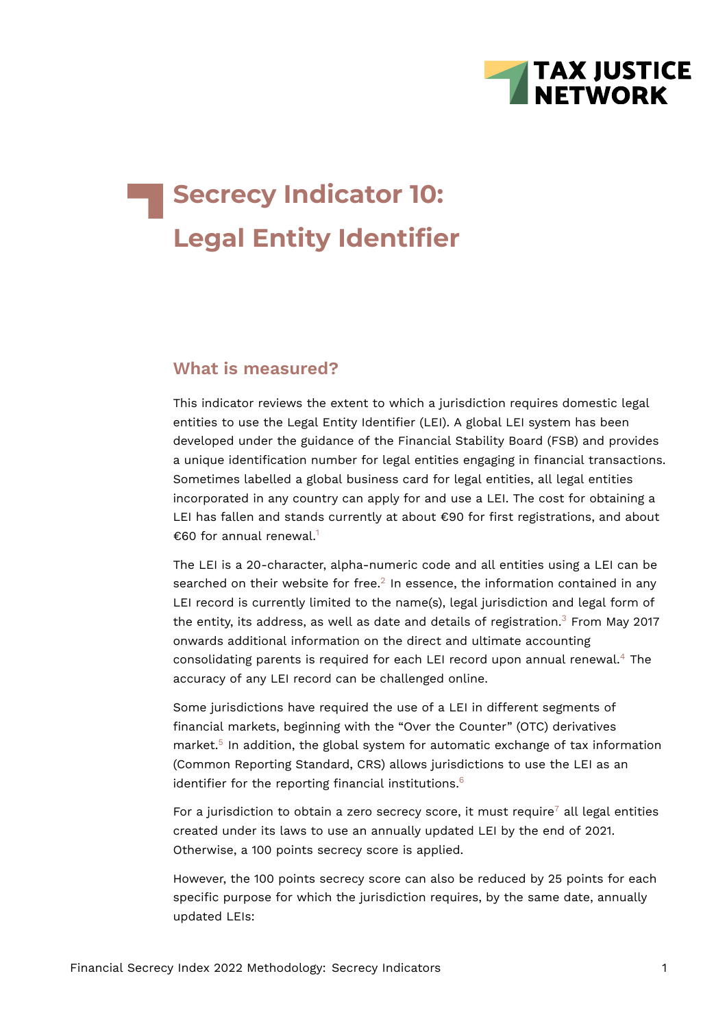# Secrecy Indicator 10: Legal Entity Identifier

## What is measured?

This indicator reviews the extent to which a jurisdiction requires domestic legal entities to use the Legal Entity Identifier (LEI). A global LEI system has been developed under the guidance of the Financial Stability Board (FSB) and provides a unique identification number for legal entities engaging in financial transactions. Sometimes labelled a global business card for legal entities, all legal entities incorporated in any country can apply for and use a LEI. The cost for obtaining a LEI has fallen and stands currently at about €90 for first registrations, and about €60 for annual renewal.[1]

The LEI is a 20-character, alpha-numeric code and all entities using a LEI can be searched on their website for free.[2] In essence, the information contained in any LEI record is currently limited to the name(s), legal jurisdiction and legal form of the entity, its address, as well as date and details of registration.[3] From May 2017 onwards additional information on the direct and ultimate accounting consolidating parents is required for each LEI record upon annual renewal.[4] The accuracy of any LEI record can be challenged online.

Some jurisdictions have required the use of a LEI in different segments of financial markets, beginning with the "Over the Counter" (OTC) derivatives market.[5] In addition, the global system for automatic exchange of tax information (Common Reporting Standard, CRS) allows jurisdictions to use the LEI as an identifier for the reporting financial institutions.[6]

For a jurisdiction to obtain a zero secrecy score, it must require[7] all legal entities created under its laws to use an annually updated LEI by the end of 2021. Otherwise, a 100 points secrecy score is applied.

However, the 100 points secrecy score can also be reduced by 25 points for each specific purpose for which the jurisdiction requires, by the same date, annually updated LEIs: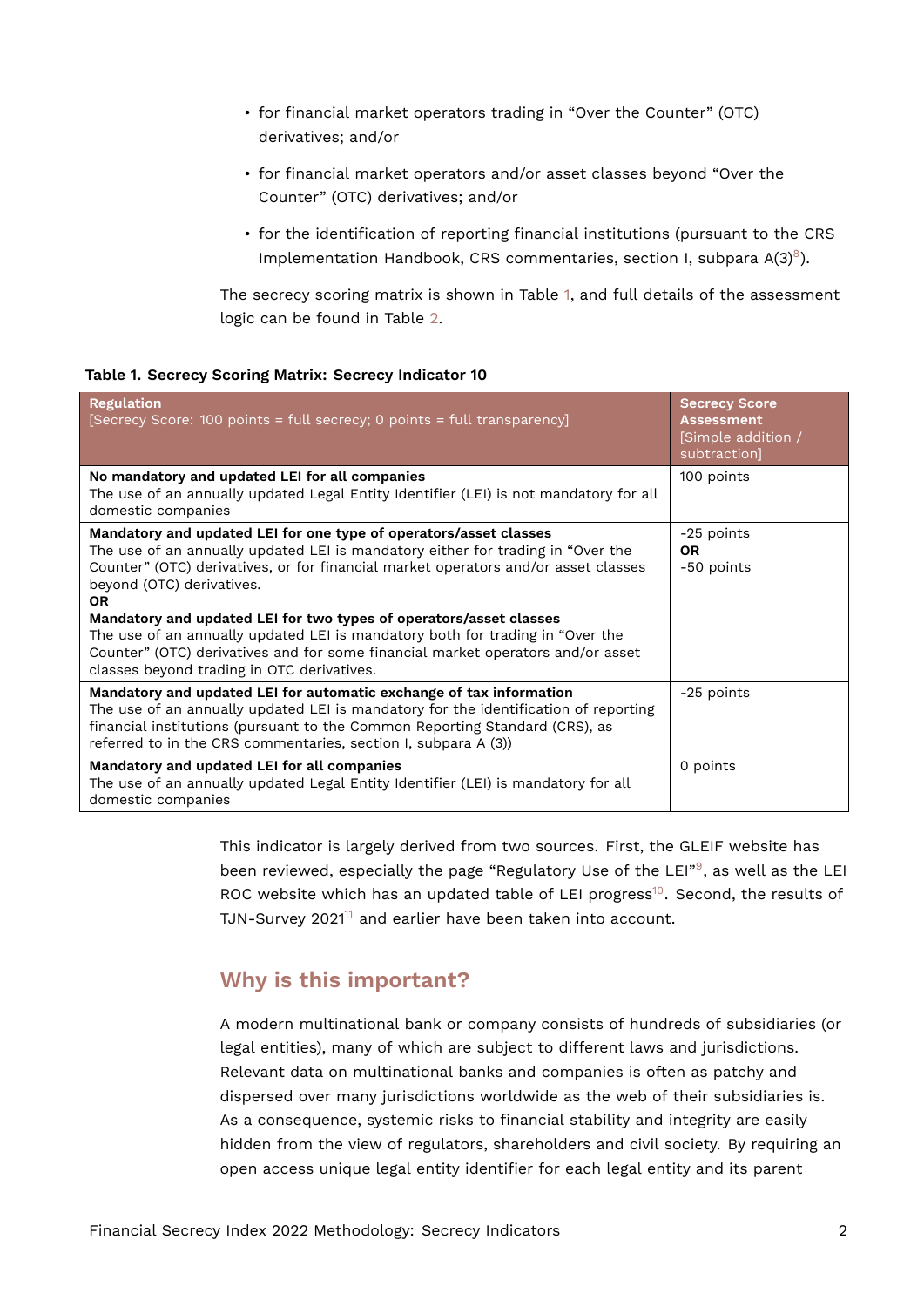- for financial market operators trading in "Over the Counter" (OTC) derivatives; and/or
- for financial market operators and/or asset classes beyond "Over the Counter" (OTC) derivatives; and/or
- for the identification of reporting financial institutions (pursuant to the CRS Implementation Handbook, CRS commentaries, section I, subpara A(3)[8]).

The secrecy scoring matrix is shown in Table 1, and full details of the assessment logic can be found in Table 2.

**Table 1. Secrecy Scoring Matrix: Secrecy Indicator 10**

| **Regulation** [Secrecy Score: 100 points = full secrecy; 0 points = full transparency] | **Secrecy Score Assessment** [Simple addition / subtraction] |
|---|---|
| **No mandatory and updated LEI for all companies** The use of an annually updated Legal Entity Identifier (LEI) is not mandatory for all domestic companies | 100 points |
| **Mandatory and updated LEI for one type of operators/asset classes** The use of an annually updated LEI is mandatory either for trading in "Over the Counter" (OTC) derivatives, or for financial market operators and/or asset classes beyond (OTC) derivatives. **OR** **Mandatory and updated LEI for two types of operators/asset classes** The use of an annually updated LEI is mandatory both for trading in "Over the Counter" (OTC) derivatives and for some financial market operators and/or asset classes beyond trading in OTC derivatives. | -25 points **OR** -50 points |
| **Mandatory and updated LEI for automatic exchange of tax information** The use of an annually updated LEI is mandatory for the identification of reporting financial institutions (pursuant to the Common Reporting Standard (CRS), as referred to in the CRS commentaries, section I, subpara A (3)) | -25 points |
| **Mandatory and updated LEI for all companies** The use of an annually updated Legal Entity Identifier (LEI) is mandatory for all domestic companies | 0 points |

This indicator is largely derived from two sources. First, the GLEIF website has been reviewed, especially the page "Regulatory Use of the LEI"[9], as well as the LEI ROC website which has an updated table of LEI progress[10]. Second, the results of TJN-Survey 2021[11] and earlier have been taken into account.

## Why is this important?

A modern multinational bank or company consists of hundreds of subsidiaries (or legal entities), many of which are subject to different laws and jurisdictions. Relevant data on multinational banks and companies is often as patchy and dispersed over many jurisdictions worldwide as the web of their subsidiaries is. As a consequence, systemic risks to financial stability and integrity are easily hidden from the view of regulators, shareholders and civil society. By requiring an open access unique legal entity identifier for each legal entity and its parent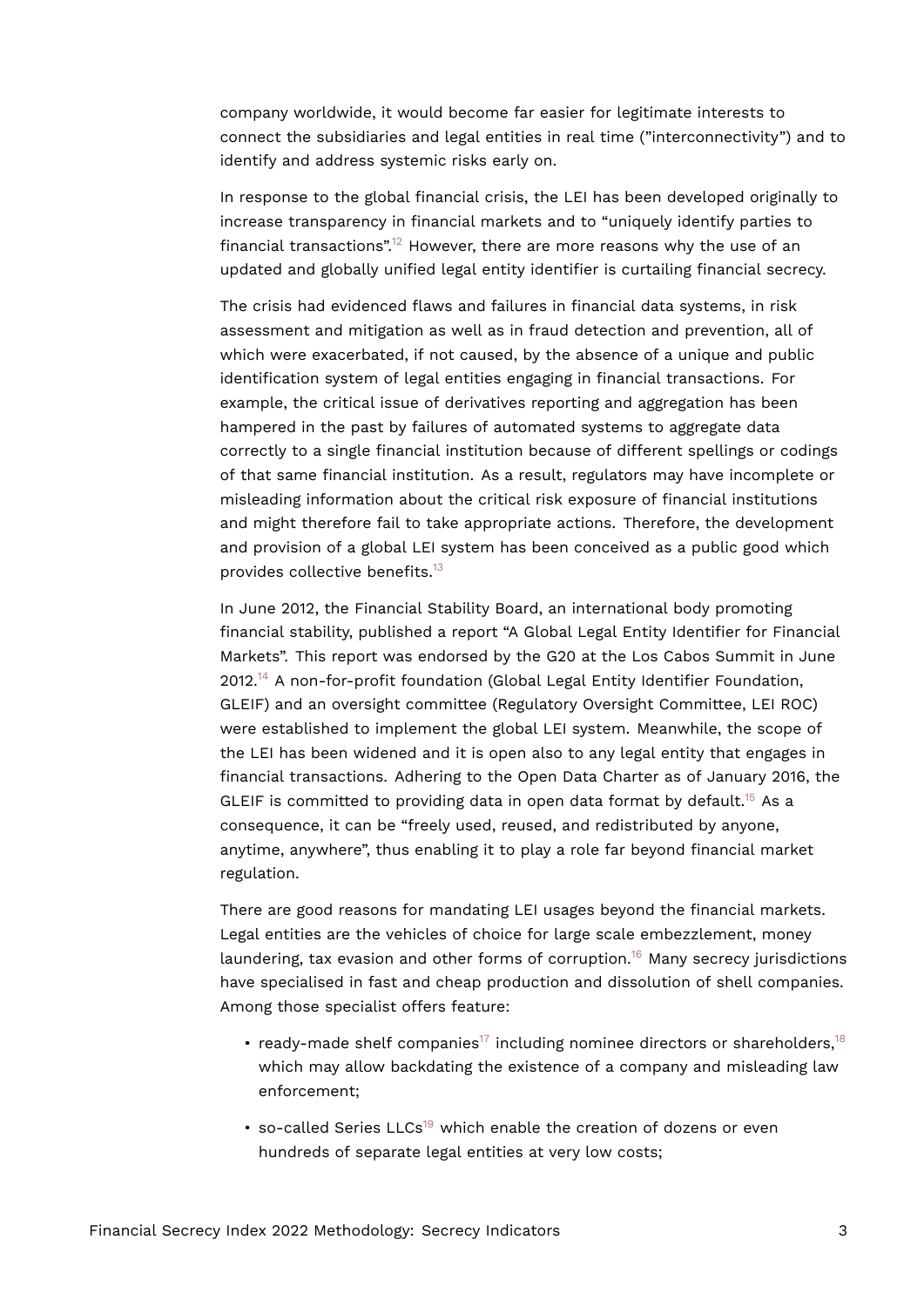company worldwide, it would become far easier for legitimate interests to connect the subsidiaries and legal entities in real time ("interconnectivity") and to identify and address systemic risks early on.

In response to the global financial crisis, the LEI has been developed originally to increase transparency in financial markets and to "uniquely identify parties to financial transactions".[12] However, there are more reasons why the use of an updated and globally unified legal entity identifier is curtailing financial secrecy.

The crisis had evidenced flaws and failures in financial data systems, in risk assessment and mitigation as well as in fraud detection and prevention, all of which were exacerbated, if not caused, by the absence of a unique and public identification system of legal entities engaging in financial transactions. For example, the critical issue of derivatives reporting and aggregation has been hampered in the past by failures of automated systems to aggregate data correctly to a single financial institution because of different spellings or codings of that same financial institution. As a result, regulators may have incomplete or misleading information about the critical risk exposure of financial institutions and might therefore fail to take appropriate actions. Therefore, the development and provision of a global LEI system has been conceived as a public good which provides collective benefits.[13]

In June 2012, the Financial Stability Board, an international body promoting financial stability, published a report "A Global Legal Entity Identifier for Financial Markets". This report was endorsed by the G20 at the Los Cabos Summit in June 2012.[14] A non-for-profit foundation (Global Legal Entity Identifier Foundation, GLEIF) and an oversight committee (Regulatory Oversight Committee, LEI ROC) were established to implement the global LEI system. Meanwhile, the scope of the LEI has been widened and it is open also to any legal entity that engages in financial transactions. Adhering to the Open Data Charter as of January 2016, the GLEIF is committed to providing data in open data format by default.[15] As a consequence, it can be "freely used, reused, and redistributed by anyone, anytime, anywhere", thus enabling it to play a role far beyond financial market regulation.

There are good reasons for mandating LEI usages beyond the financial markets. Legal entities are the vehicles of choice for large scale embezzlement, money laundering, tax evasion and other forms of corruption.[16] Many secrecy jurisdictions have specialised in fast and cheap production and dissolution of shell companies. Among those specialist offers feature:

- ready-made shelf companies[17] including nominee directors or shareholders,[18] which may allow backdating the existence of a company and misleading law enforcement;
- so-called Series LLCs[19] which enable the creation of dozens or even hundreds of separate legal entities at very low costs;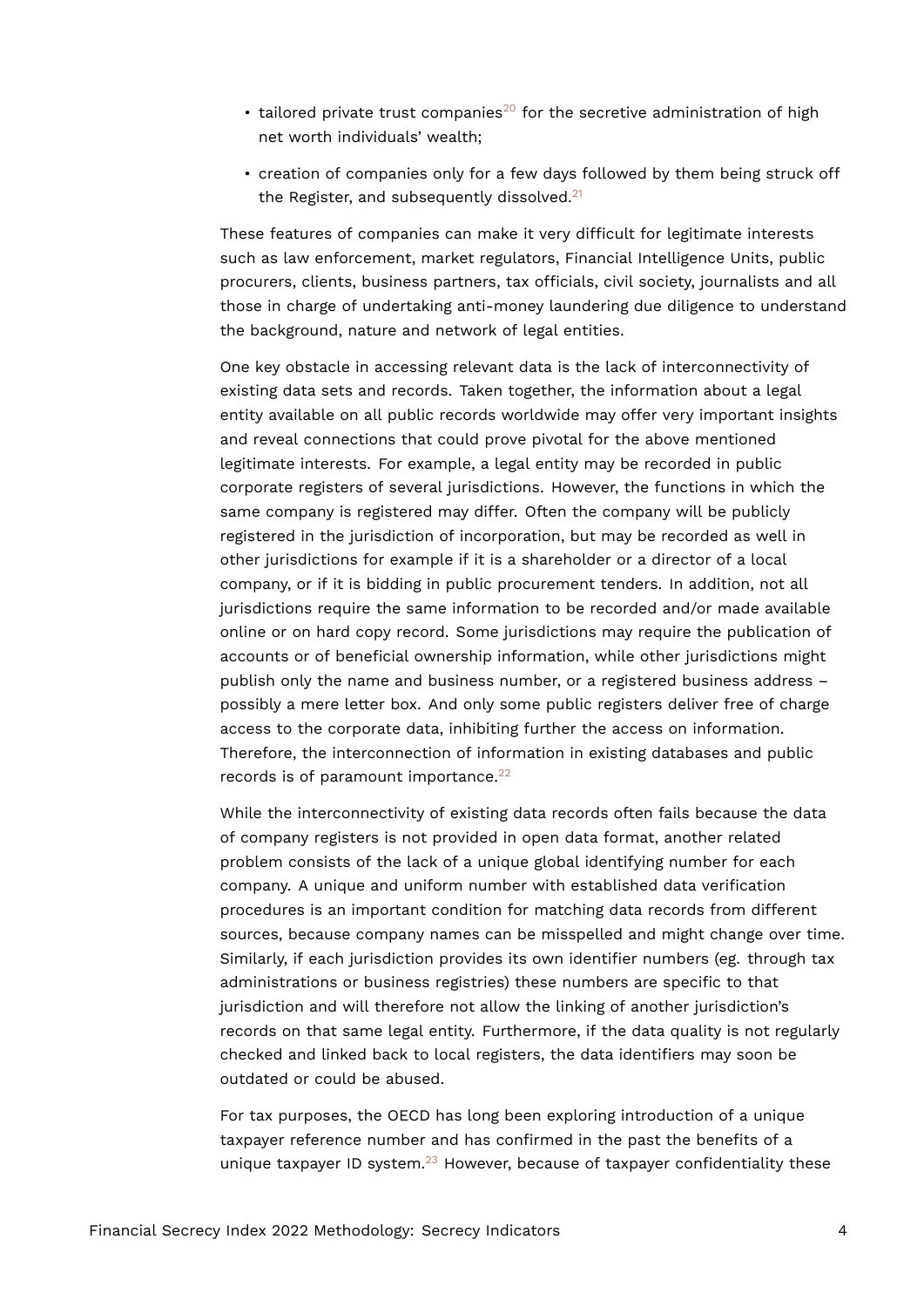- tailored private trust companies[20] for the secretive administration of high net worth individuals' wealth;
- creation of companies only for a few days followed by them being struck off the Register, and subsequently dissolved.[21]

These features of companies can make it very difficult for legitimate interests such as law enforcement, market regulators, Financial Intelligence Units, public procurers, clients, business partners, tax officials, civil society, journalists and all those in charge of undertaking anti-money laundering due diligence to understand the background, nature and network of legal entities.

One key obstacle in accessing relevant data is the lack of interconnectivity of existing data sets and records. Taken together, the information about a legal entity available on all public records worldwide may offer very important insights and reveal connections that could prove pivotal for the above mentioned legitimate interests. For example, a legal entity may be recorded in public corporate registers of several jurisdictions. However, the functions in which the same company is registered may differ. Often the company will be publicly registered in the jurisdiction of incorporation, but may be recorded as well in other jurisdictions for example if it is a shareholder or a director of a local company, or if it is bidding in public procurement tenders. In addition, not all jurisdictions require the same information to be recorded and/or made available online or on hard copy record. Some jurisdictions may require the publication of accounts or of beneficial ownership information, while other jurisdictions might publish only the name and business number, or a registered business address – possibly a mere letter box. And only some public registers deliver free of charge access to the corporate data, inhibiting further the access on information. Therefore, the interconnection of information in existing databases and public records is of paramount importance.[22]

While the interconnectivity of existing data records often fails because the data of company registers is not provided in open data format, another related problem consists of the lack of a unique global identifying number for each company. A unique and uniform number with established data verification procedures is an important condition for matching data records from different sources, because company names can be misspelled and might change over time. Similarly, if each jurisdiction provides its own identifier numbers (eg. through tax administrations or business registries) these numbers are specific to that jurisdiction and will therefore not allow the linking of another jurisdiction's records on that same legal entity. Furthermore, if the data quality is not regularly checked and linked back to local registers, the data identifiers may soon be outdated or could be abused.

For tax purposes, the OECD has long been exploring introduction of a unique taxpayer reference number and has confirmed in the past the benefits of a unique taxpayer ID system.[23] However, because of taxpayer confidentiality these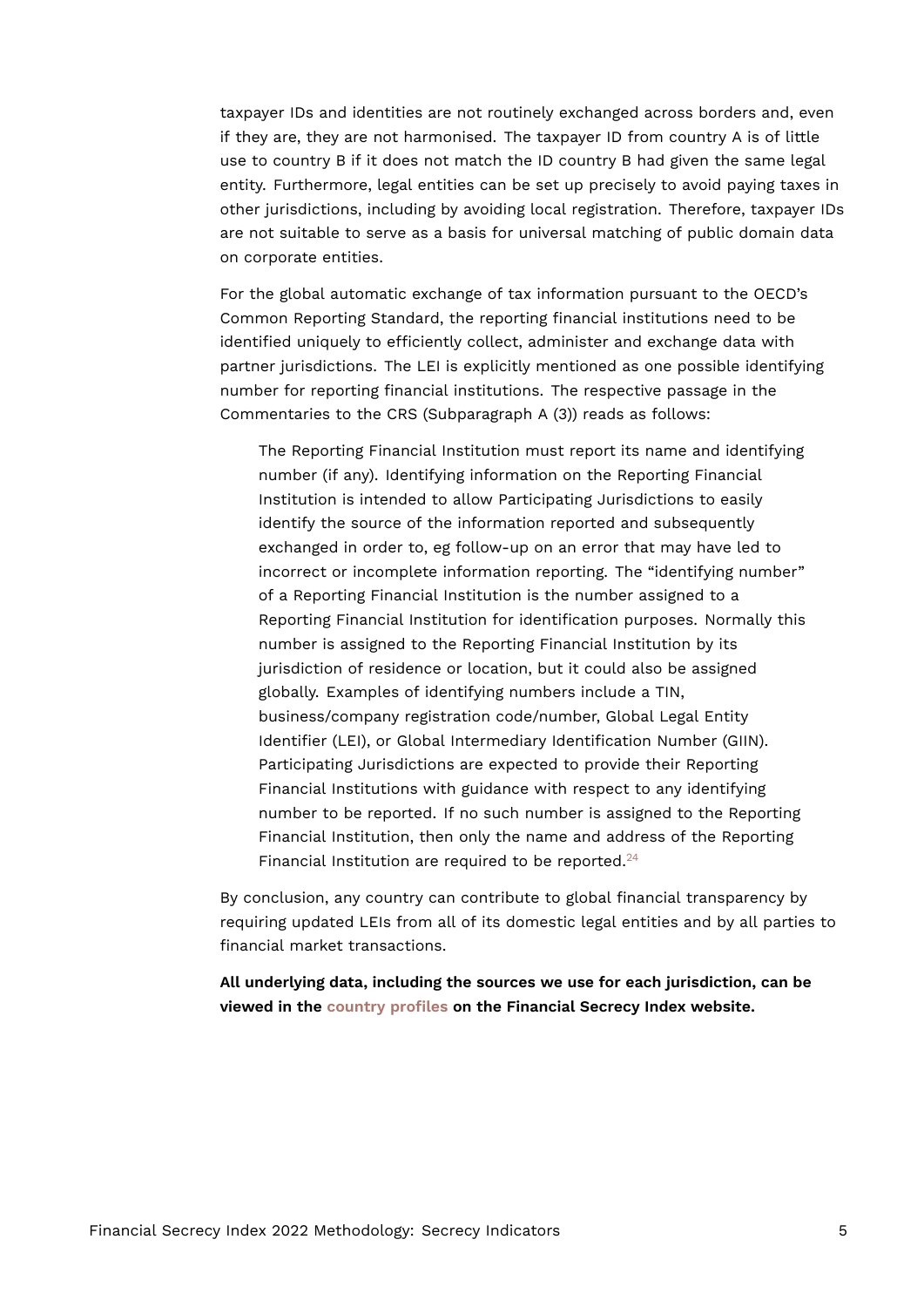taxpayer IDs and identities are not routinely exchanged across borders and, even if they are, they are not harmonised. The taxpayer ID from country A is of little use to country B if it does not match the ID country B had given the same legal entity. Furthermore, legal entities can be set up precisely to avoid paying taxes in other jurisdictions, including by avoiding local registration. Therefore, taxpayer IDs are not suitable to serve as a basis for universal matching of public domain data on corporate entities.

For the global automatic exchange of tax information pursuant to the OECD's Common Reporting Standard, the reporting financial institutions need to be identified uniquely to efficiently collect, administer and exchange data with partner jurisdictions. The LEI is explicitly mentioned as one possible identifying number for reporting financial institutions. The respective passage in the Commentaries to the CRS (Subparagraph A (3)) reads as follows:

> The Reporting Financial Institution must report its name and identifying number (if any). Identifying information on the Reporting Financial Institution is intended to allow Participating Jurisdictions to easily identify the source of the information reported and subsequently exchanged in order to, eg follow-up on an error that may have led to incorrect or incomplete information reporting. The "identifying number" of a Reporting Financial Institution is the number assigned to a Reporting Financial Institution for identification purposes. Normally this number is assigned to the Reporting Financial Institution by its jurisdiction of residence or location, but it could also be assigned globally. Examples of identifying numbers include a TIN, business/company registration code/number, Global Legal Entity Identifier (LEI), or Global Intermediary Identification Number (GIIN). Participating Jurisdictions are expected to provide their Reporting Financial Institutions with guidance with respect to any identifying number to be reported. If no such number is assigned to the Reporting Financial Institution, then only the name and address of the Reporting Financial Institution are required to be reported.[24]

By conclusion, any country can contribute to global financial transparency by requiring updated LEIs from all of its domestic legal entities and by all parties to financial market transactions.

**All underlying data, including the sources we use for each jurisdiction, can be viewed in the country profiles on the Financial Secrecy Index website.**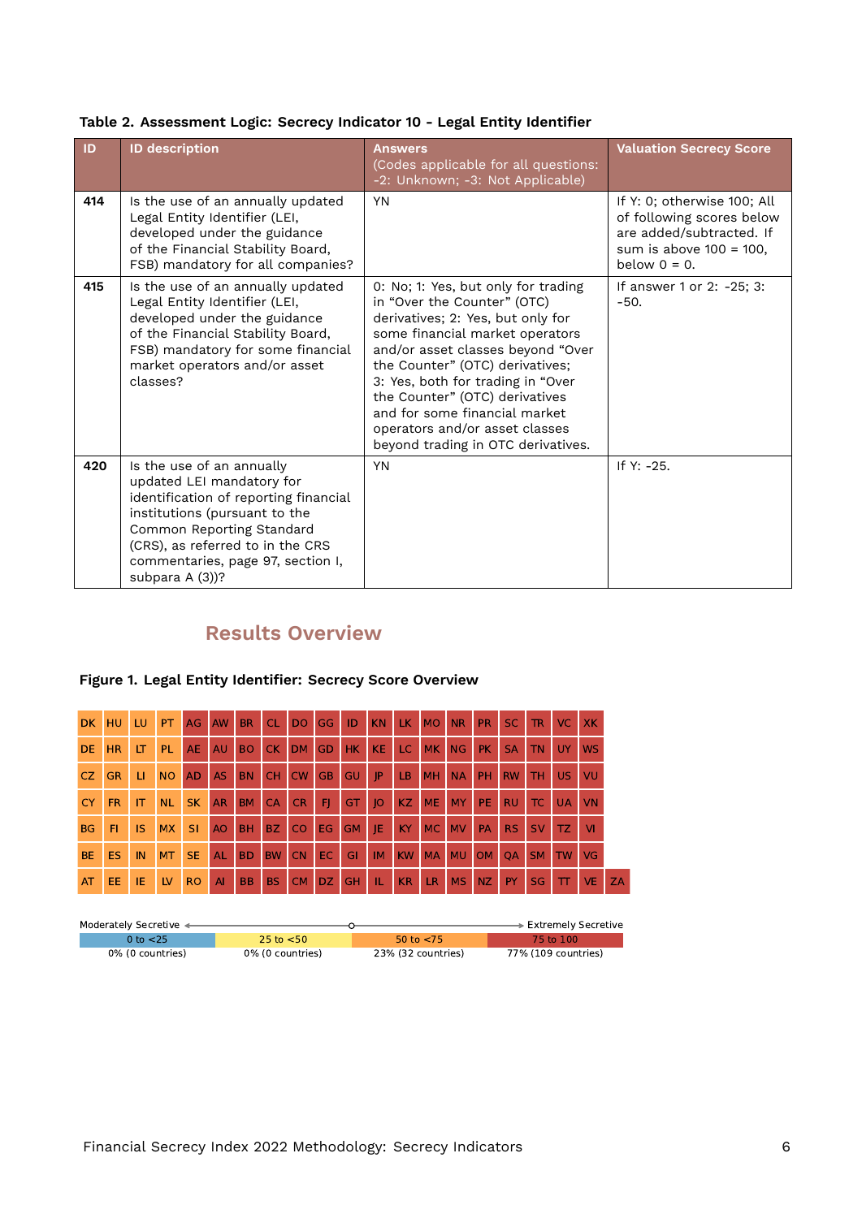**Table 2. Assessment Logic: Secrecy Indicator 10 - Legal Entity Identifier**

| ID | ID description | Answers (Codes applicable for all questions: -2: Unknown; -3: Not Applicable) | Valuation Secrecy Score |
|---|---|---|---|
| 414 | Is the use of an annually updated Legal Entity Identifier (LEI, developed under the guidance of the Financial Stability Board, FSB) mandatory for all companies? | YN | If Y: 0; otherwise 100; All of following scores below are added/subtracted. If sum is above 100 = 100, below 0 = 0. |
| 415 | Is the use of an annually updated Legal Entity Identifier (LEI, developed under the guidance of the Financial Stability Board, FSB) mandatory for some financial market operators and/or asset classes? | 0: No; 1: Yes, but only for trading in "Over the Counter" (OTC) derivatives; 2: Yes, but only for some financial market operators and/or asset classes beyond "Over the Counter" (OTC) derivatives; 3: Yes, both for trading in "Over the Counter" (OTC) derivatives and for some financial market operators and/or asset classes beyond trading in OTC derivatives. | If answer 1 or 2: -25; 3: -50. |
| 420 | Is the use of an annually updated LEI mandatory for identification of reporting financial institutions (pursuant to the Common Reporting Standard (CRS), as referred to in the CRS commentaries, page 97, section I, subpara A (3))? | YN | If Y: -25. |

## Results Overview

**Figure 1. Legal Entity Identifier: Secrecy Score Overview**

| | | | | | | | | | | | | | | | | | | | | |
|---|---|---|---|---|---|---|---|---|---|---|---|---|---|---|---|---|---|---|---|---|
| DK | HU | LU | PT | AG | AW | BR | CL | DO | GG | ID | KN | LK | MO | NR | PR | SC | TR | VC | XK | |
| DE | HR | LT | PL | AE | AU | BO | CK | DM | GD | HK | KE | LC | MK | NG | PK | SA | TN | UY | WS | |
| CZ | GR | LI | NO | AD | AS | BN | CH | CW | GB | GU | JP | LB | MH | NA | PH | RW | TH | US | VU | |
| CY | FR | IT | NL | SK | AR | BM | CA | CR | FJ | GT | JO | KZ | ME | MY | PE | RU | TC | UA | VN | |
| BG | FI | IS | MX | SI | AO | BH | BZ | CO | EG | GM | JE | KY | MC | MV | PA | RS | SV | TZ | VI | |
| BE | ES | IN | MT | SE | AL | BD | BW | CN | EC | GI | IM | KW | MA | MU | OM | QA | SM | TW | VG | |
| AT | EE | IE | LV | RO | AI | BB | BS | CM | DZ | GH | IL | KR | LR | MS | NZ | PY | SG | TT | VE | ZA |

Moderately Secretive ← → Extremely Secretive

| 0 to <25 | 25 to <50 | 50 to <75 | 75 to 100 |
|---|---|---|---|
| 0% (0 countries) | 0% (0 countries) | 23% (32 countries) | 77% (109 countries) |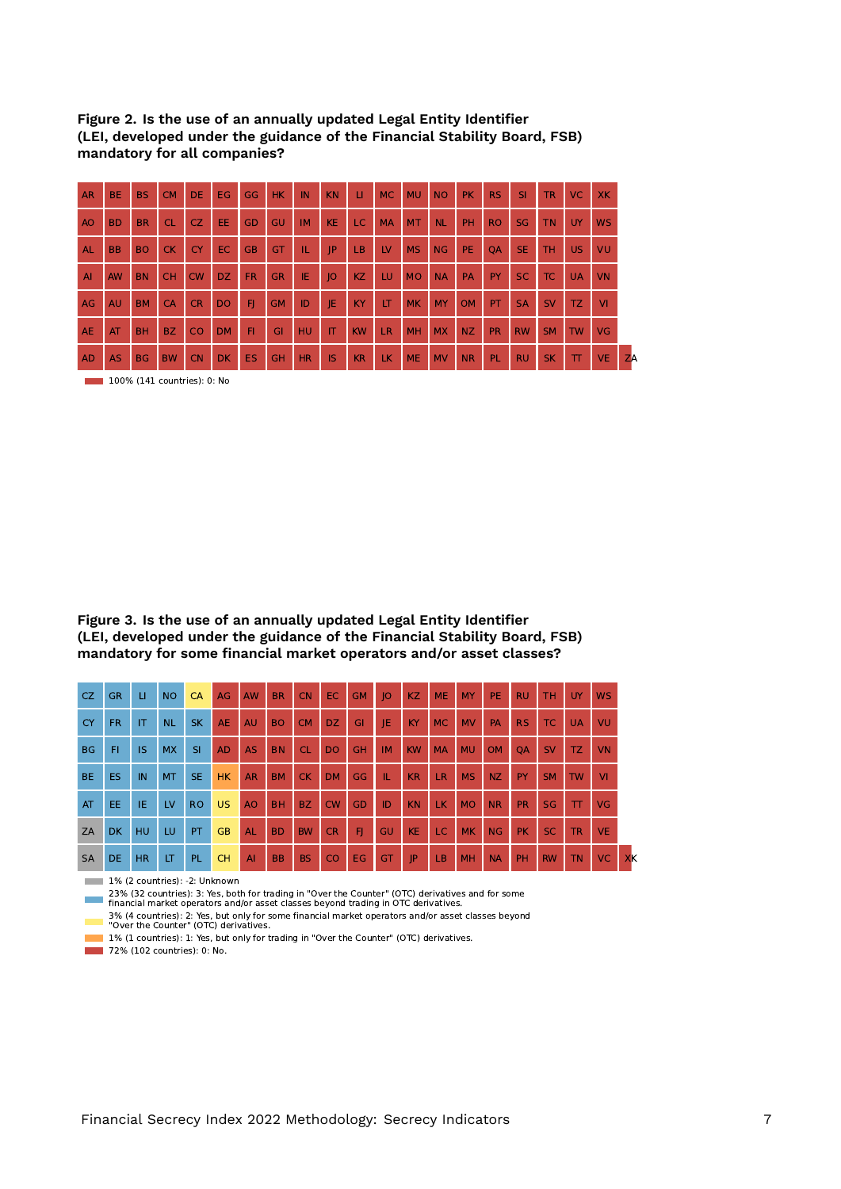**Figure 2. Is the use of an annually updated Legal Entity Identifier (LEI, developed under the guidance of the Financial Stability Board, FSB) mandatory for all companies?**

| | | | | | | | | | | | | | | | | | | | | |
|---|---|---|---|---|---|---|---|---|---|---|---|---|---|---|---|---|---|---|---|---|
| AR | BE | BS | CM | DE | EG | GG | HK | IN | KN | LI | MC | MU | NO | PK | RS | SI | TR | VC | XK | |
| AO | BD | BR | CL | CZ | EE | GD | GU | IM | KE | LC | MA | MT | NL | PH | RO | SG | TN | UY | WS | |
| AL | BB | BO | CK | CY | EC | GB | GT | IL | JP | LB | LV | MS | NG | PE | QA | SE | TH | US | VU | |
| AI | AW | BN | CH | CW | DZ | FR | GR | IE | JO | KZ | LU | MO | NA | PA | PY | SC | TC | UA | VN | |
| AG | AU | BM | CA | CR | DO | FJ | GM | ID | JE | KY | LT | MK | MY | OM | PT | SA | SV | TZ | VI | |
| AE | AT | BH | BZ | CO | DM | FI | GI | HU | IT | KW | LR | MH | MX | NZ | PR | RW | SM | TW | VG | |
| AD | AS | BG | BW | CN | DK | ES | GH | HR | IS | KR | LK | ME | MV | NR | PL | RU | SK | TT | VE | ZA |

100% (141 countries): 0: No

**Figure 3. Is the use of an annually updated Legal Entity Identifier (LEI, developed under the guidance of the Financial Stability Board, FSB) mandatory for some financial market operators and/or asset classes?**

| | | | | | | | | | | | | | | | | | | | | |
|---|---|---|---|---|---|---|---|---|---|---|---|---|---|---|---|---|---|---|---|---|
| CZ | GR | LI | NO | CA | AG | AW | BR | CN | EC | GM | JO | KZ | ME | MY | PE | RU | TH | UY | WS | |
| CY | FR | IT | NL | SK | AE | AU | BO | CM | DZ | GI | JE | KY | MC | MV | PA | RS | TC | UA | VU | |
| BG | FI | IS | MX | SI | AD | AS | BN | CL | DO | GH | IM | KW | MA | MU | OM | QA | SV | TZ | VN | |
| BE | ES | IN | MT | SE | HK | AR | BM | CK | DM | GG | IL | KR | LR | MS | NZ | PY | SM | TW | VI | |
| AT | EE | IE | LV | RO | US | AO | BH | BZ | CW | GD | ID | KN | LK | MO | NR | PR | SG | TT | VG | |
| ZA | DK | HU | LU | PT | GB | AL | BD | BW | CR | FJ | GU | KE | LC | MK | NG | PK | SC | TR | VE | |
| SA | DE | HR | LT | PL | CH | AI | BB | BS | CO | EG | GT | JP | LB | MH | NA | PH | RW | TN | VC | XK |

- 1% (2 countries): -2: Unknown
- 23% (32 countries): 3: Yes, both for trading in "Over the Counter" (OTC) derivatives and for some financial market operators and/or asset classes beyond trading in OTC derivatives.
- 3% (4 countries): 2: Yes, but only for some financial market operators and/or asset classes beyond "Over the Counter" (OTC) derivatives.
- 1% (1 countries): 1: Yes, but only for trading in "Over the Counter" (OTC) derivatives.
- 72% (102 countries): 0: No.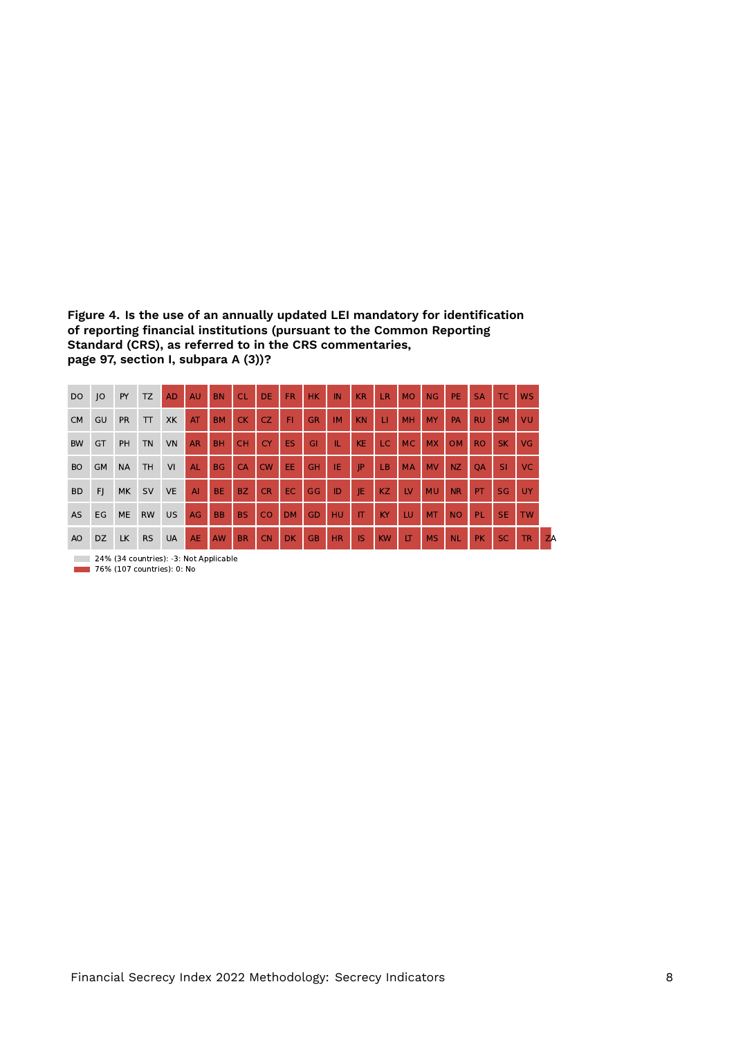**Figure 4. Is the use of an annually updated LEI mandatory for identification of reporting financial institutions (pursuant to the Common Reporting Standard (CRS), as referred to in the CRS commentaries, page 97, section I, subpara A (3))?**

| | | | | | | | | | | | | | | | | | | | | |
|---|---|---|---|---|---|---|---|---|---|---|---|---|---|---|---|---|---|---|---|---|
| DO | JO | PY | TZ | AD | AU | BN | CL | DE | FR | HK | IN | KR | LR | MO | NG | PE | SA | TC | WS | |
| CM | GU | PR | TT | XK | AT | BM | CK | CZ | FI | GR | IM | KN | LI | MH | MY | PA | RU | SM | VU | |
| BW | GT | PH | TN | VN | AR | BH | CH | CY | ES | GI | IL | KE | LC | MC | MX | OM | RO | SK | VG | |
| BO | GM | NA | TH | VI | AL | BG | CA | CW | EE | GH | IE | JP | LB | MA | MV | NZ | QA | SI | VC | |
| BD | FJ | MK | SV | VE | AI | BE | BZ | CR | EC | GG | ID | JE | KZ | LV | MU | NR | PT | SG | UY | |
| AS | EG | ME | RW | US | AG | BB | BS | CO | DM | GD | HU | IT | KY | LU | MT | NO | PL | SE | TW | |
| AO | DZ | LK | RS | UA | AE | AW | BR | CN | DK | GB | HR | IS | KW | LT | MS | NL | PK | SC | TR | ZA |

- 24% (34 countries): -3: Not Applicable (DO, JO, PY, TZ, CM, GU, PR, TT, XK, BW, GT, PH, TN, VN, BO, GM, NA, TH, VI, BD, FJ, MK, SV, VE, AS, EG, ME, RW, US, AO, DZ, LK, RS, UA)
- 76% (107 countries): 0: No (all remaining countries)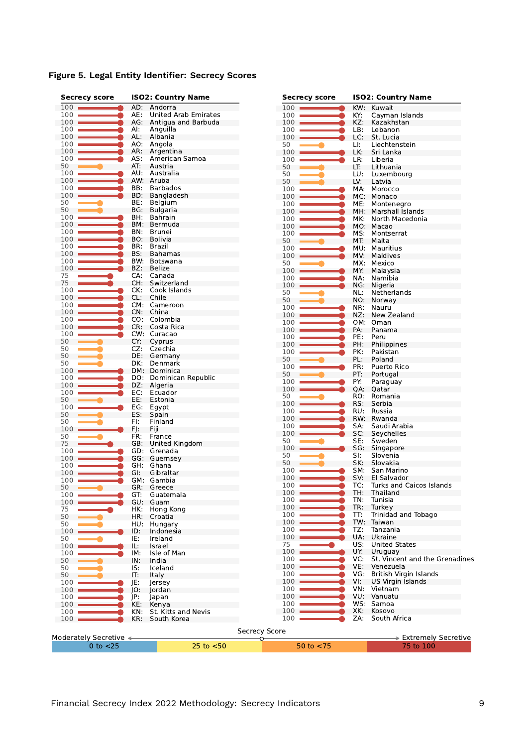**Figure 5. Legal Entity Identifier: Secrecy Scores**

| Secrecy score | ISO2: Country Name |
|---|---|
| 100 | AD: Andorra |
| 100 | AE: United Arab Emirates |
| 100 | AG: Antigua and Barbuda |
| 100 | AI: Anguilla |
| 100 | AL: Albania |
| 100 | AO: Angola |
| 100 | AR: Argentina |
| 100 | AS: American Samoa |
| 50 | AT: Austria |
| 100 | AU: Australia |
| 100 | AW: Aruba |
| 100 | BB: Barbados |
| 100 | BD: Bangladesh |
| 50 | BE: Belgium |
| 50 | BG: Bulgaria |
| 100 | BH: Bahrain |
| 100 | BM: Bermuda |
| 100 | BN: Brunei |
| 100 | BO: Bolivia |
| 100 | BR: Brazil |
| 100 | BS: Bahamas |
| 100 | BW: Botswana |
| 100 | BZ: Belize |
| 75 | CA: Canada |
| 75 | CH: Switzerland |
| 100 | CK: Cook Islands |
| 100 | CL: Chile |
| 100 | CM: Cameroon |
| 100 | CN: China |
| 100 | CO: Colombia |
| 100 | CR: Costa Rica |
| 100 | CW: Curacao |
| 50 | CY: Cyprus |
| 50 | CZ: Czechia |
| 50 | DE: Germany |
| 50 | DK: Denmark |
| 100 | DM: Dominica |
| 100 | DO: Dominican Republic |
| 100 | DZ: Algeria |
| 100 | EC: Ecuador |
| 50 | EE: Estonia |
| 100 | EG: Egypt |
| 50 | ES: Spain |
| 50 | FI: Finland |
| 100 | FJ: Fiji |
| 50 | FR: France |
| 75 | GB: United Kingdom |
| 100 | GD: Grenada |
| 100 | GG: Guernsey |
| 100 | GH: Ghana |
| 100 | GI: Gibraltar |
| 100 | GM: Gambia |
| 50 | GR: Greece |
| 100 | GT: Guatemala |
| 100 | GU: Guam |
| 75 | HK: Hong Kong |
| 50 | HR: Croatia |
| 50 | HU: Hungary |
| 100 | ID: Indonesia |
| 50 | IE: Ireland |
| 100 | IL: Israel |
| 100 | IM: Isle of Man |
| 50 | IN: India |
| 50 | IS: Iceland |
| 50 | IT: Italy |
| 100 | JE: Jersey |
| 100 | JO: Jordan |
| 100 | JP: Japan |
| 100 | KE: Kenya |
| 100 | KN: St. Kitts and Nevis |
| 100 | KR: South Korea |
| 100 | KW: Kuwait |
| 100 | KY: Cayman Islands |
| 100 | KZ: Kazakhstan |
| 100 | LB: Lebanon |
| 100 | LC: St. Lucia |
| 50 | LI: Liechtenstein |
| 100 | LK: Sri Lanka |
| 100 | LR: Liberia |
| 50 | LT: Lithuania |
| 50 | LU: Luxembourg |
| 50 | LV: Latvia |
| 100 | MA: Morocco |
| 100 | MC: Monaco |
| 100 | ME: Montenegro |
| 100 | MH: Marshall Islands |
| 100 | MK: North Macedonia |
| 100 | MO: Macao |
| 100 | MS: Montserrat |
| 50 | MT: Malta |
| 100 | MU: Mauritius |
| 100 | MV: Maldives |
| 50 | MX: Mexico |
| 100 | MY: Malaysia |
| 100 | NA: Namibia |
| 100 | NG: Nigeria |
| 50 | NL: Netherlands |
| 50 | NO: Norway |
| 100 | NR: Nauru |
| 100 | NZ: New Zealand |
| 100 | OM: Oman |
| 100 | PA: Panama |
| 100 | PE: Peru |
| 100 | PH: Philippines |
| 100 | PK: Pakistan |
| 50 | PL: Poland |
| 100 | PR: Puerto Rico |
| 50 | PT: Portugal |
| 100 | PY: Paraguay |
| 100 | QA: Qatar |
| 50 | RO: Romania |
| 100 | RS: Serbia |
| 100 | RU: Russia |
| 100 | RW: Rwanda |
| 100 | SA: Saudi Arabia |
| 100 | SC: Seychelles |
| 50 | SE: Sweden |
| 100 | SG: Singapore |
| 50 | SI: Slovenia |
| 50 | SK: Slovakia |
| 100 | SM: San Marino |
| 100 | SV: El Salvador |
| 100 | TC: Turks and Caicos Islands |
| 100 | TH: Thailand |
| 100 | TN: Tunisia |
| 100 | TR: Turkey |
| 100 | TT: Trinidad and Tobago |
| 100 | TW: Taiwan |
| 100 | TZ: Tanzania |
| 100 | UA: Ukraine |
| 75 | US: United States |
| 100 | UY: Uruguay |
| 100 | VC: St. Vincent and the Grenadines |
| 100 | VE: Venezuela |
| 100 | VG: British Virgin Islands |
| 100 | VI: US Virgin Islands |
| 100 | VN: Vietnam |
| 100 | VU: Vanuatu |
| 100 | WS: Samoa |
| 100 | XK: Kosovo |
| 100 | ZA: South Africa |

Secrecy Score: Moderately Secretive ← → Extremely Secretive

| 0 to <25 | 25 to <50 | 50 to <75 | 75 to 100 |
|---|---|---|---|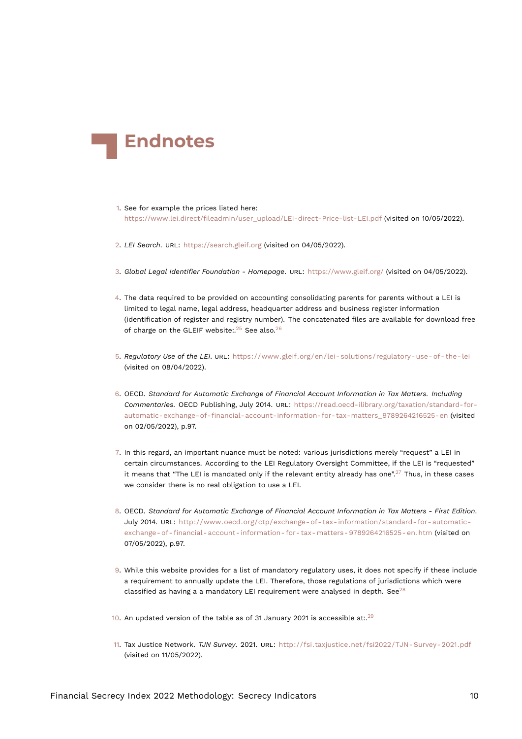# Endnotes

1. See for example the prices listed here: https://www.lei.direct/fileadmin/user_upload/LEI-direct-Price-list-LEI.pdf (visited on 10/05/2022).

2. *LEI Search*. URL: https://search.gleif.org (visited on 04/05/2022).

3. *Global Legal Identifier Foundation - Homepage*. URL: https://www.gleif.org/ (visited on 04/05/2022).

4. The data required to be provided on accounting consolidating parents for parents without a LEI is limited to legal name, legal address, headquarter address and business register information (identification of register and registry number). The concatenated files are available for download free of charge on the GLEIF website:.[25] See also.[26]

5. *Regulatory Use of the LEI*. URL: https://www.gleif.org/en/lei-solutions/regulatory-use-of-the-lei (visited on 08/04/2022).

6. OECD. *Standard for Automatic Exchange of Financial Account Information in Tax Matters. Including Commentaries*. OECD Publishing, July 2014. URL: https://read.oecd-ilibrary.org/taxation/standard-for-automatic-exchange-of-financial-account-information-for-tax-matters_9789264216525-en (visited on 02/05/2022), p.97.

7. In this regard, an important nuance must be noted: various jurisdictions merely "request" a LEI in certain circumstances. According to the LEI Regulatory Oversight Committee, if the LEI is "requested" it means that "The LEI is mandated only if the relevant entity already has one".[27] Thus, in these cases we consider there is no real obligation to use a LEI.

8. OECD. *Standard for Automatic Exchange of Financial Account Information in Tax Matters - First Edition*. July 2014. URL: http://www.oecd.org/ctp/exchange-of-tax-information/standard-for-automatic-exchange-of-financial-account-information-for-tax-matters-9789264216525-en.htm (visited on 07/05/2022), p.97.

9. While this website provides for a list of mandatory regulatory uses, it does not specify if these include a requirement to annually update the LEI. Therefore, those regulations of jurisdictions which were classified as having a a mandatory LEI requirement were analysed in depth. See[28]

10. An updated version of the table as of 31 January 2021 is accessible at:.[29]

11. Tax Justice Network. *TJN Survey*. 2021. URL: http://fsi.taxjustice.net/fsi2022/TJN-Survey-2021.pdf (visited on 11/05/2022).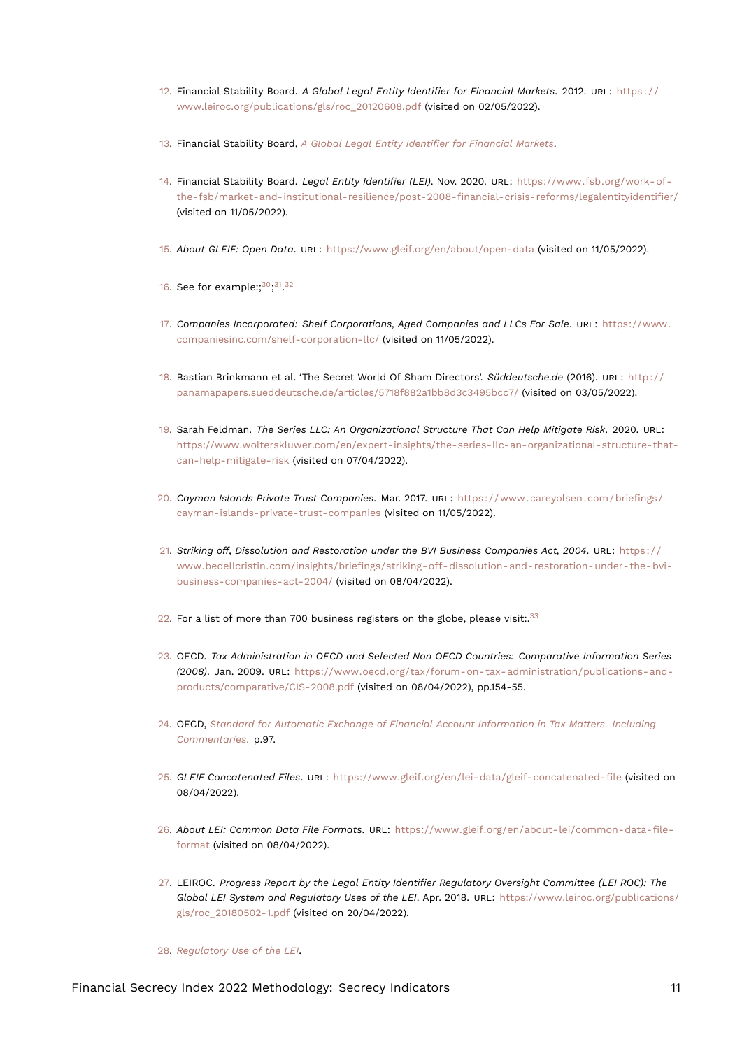12. Financial Stability Board. *A Global Legal Entity Identifier for Financial Markets*. 2012. URL: https://www.leiroc.org/publications/gls/roc_20120608.pdf (visited on 02/05/2022).

13. Financial Stability Board, *A Global Legal Entity Identifier for Financial Markets*.

14. Financial Stability Board. *Legal Entity Identifier (LEI)*. Nov. 2020. URL: https://www.fsb.org/work-of-the-fsb/market-and-institutional-resilience/post-2008-financial-crisis-reforms/legalentityidentifier/ (visited on 11/05/2022).

15. *About GLEIF: Open Data*. URL: https://www.gleif.org/en/about/open-data (visited on 11/05/2022).

16. See for example:;[30];[31].[32]

17. *Companies Incorporated: Shelf Corporations, Aged Companies and LLCs For Sale*. URL: https://www.companiesinc.com/shelf-corporation-llc/ (visited on 11/05/2022).

18. Bastian Brinkmann et al. 'The Secret World Of Sham Directors'. *Süddeutsche.de* (2016). URL: http://panamapapers.sueddeutsche.de/articles/5718f882a1bb8d3c3495bcc7/ (visited on 03/05/2022).

19. Sarah Feldman. *The Series LLC: An Organizational Structure That Can Help Mitigate Risk*. 2020. URL: https://www.wolterskluwer.com/en/expert-insights/the-series-llc-an-organizational-structure-that-can-help-mitigate-risk (visited on 07/04/2022).

20. *Cayman Islands Private Trust Companies*. Mar. 2017. URL: https://www.careyolsen.com/briefings/cayman-islands-private-trust-companies (visited on 11/05/2022).

21. *Striking off, Dissolution and Restoration under the BVI Business Companies Act, 2004*. URL: https://www.bedellcristin.com/insights/briefings/striking-off-dissolution-and-restoration-under-the-bvi-business-companies-act-2004/ (visited on 08/04/2022).

22. For a list of more than 700 business registers on the globe, please visit:.[33]

23. OECD. *Tax Administration in OECD and Selected Non OECD Countries: Comparative Information Series (2008)*. Jan. 2009. URL: https://www.oecd.org/tax/forum-on-tax-administration/publications-and-products/comparative/CIS-2008.pdf (visited on 08/04/2022), pp.154-55.

24. OECD, *Standard for Automatic Exchange of Financial Account Information in Tax Matters. Including Commentaries.* p.97.

25. *GLEIF Concatenated Files*. URL: https://www.gleif.org/en/lei-data/gleif-concatenated-file (visited on 08/04/2022).

26. *About LEI: Common Data File Formats*. URL: https://www.gleif.org/en/about-lei/common-data-file-format (visited on 08/04/2022).

27. LEIROC. *Progress Report by the Legal Entity Identifier Regulatory Oversight Committee (LEI ROC): The Global LEI System and Regulatory Uses of the LEI*. Apr. 2018. URL: https://www.leiroc.org/publications/gls/roc_20180502-1.pdf (visited on 20/04/2022).

28. *Regulatory Use of the LEI*.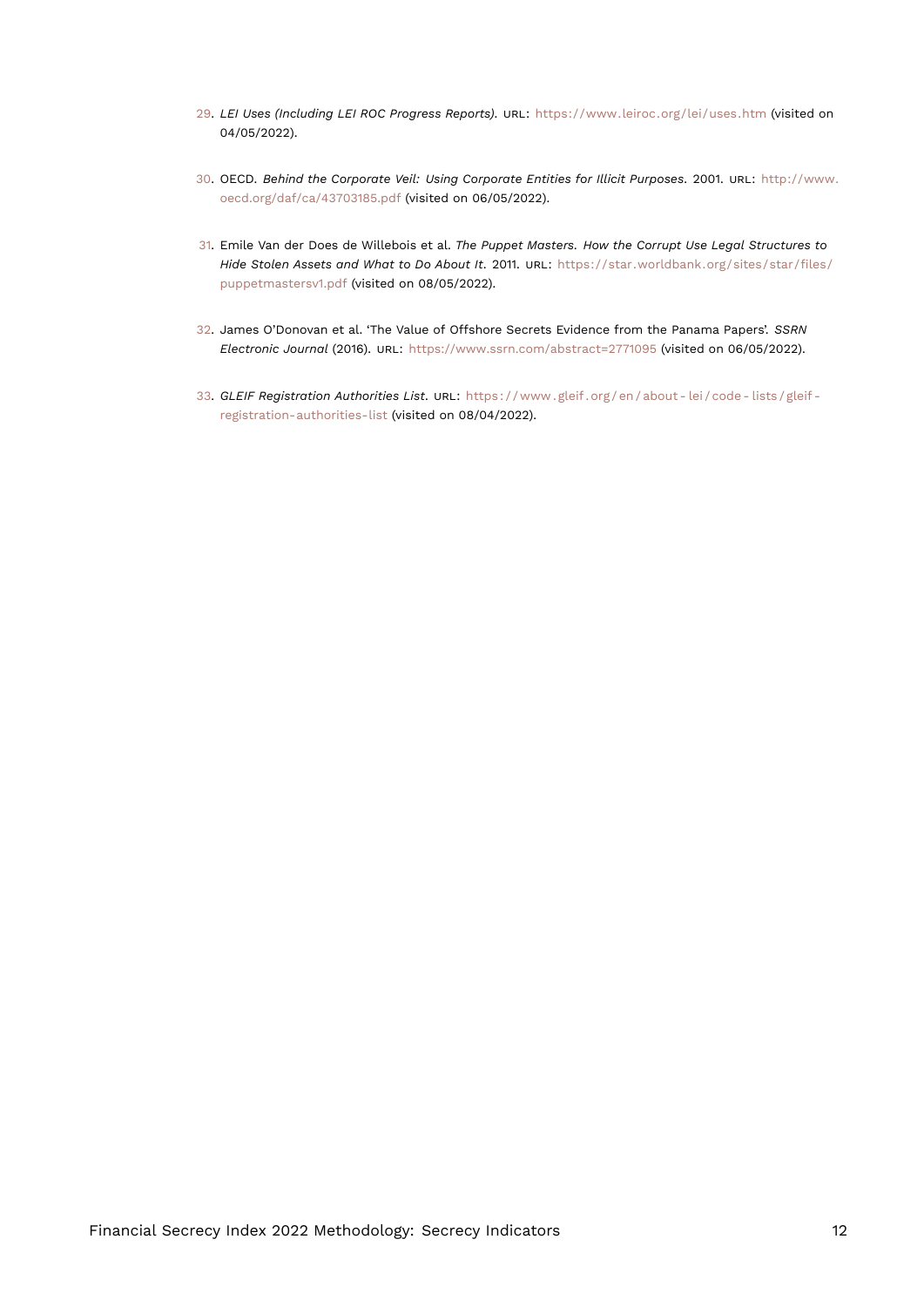29. *LEI Uses (Including LEI ROC Progress Reports)*. URL: https://www.leiroc.org/lei/uses.htm (visited on 04/05/2022).

30. OECD. *Behind the Corporate Veil: Using Corporate Entities for Illicit Purposes*. 2001. URL: http://www.oecd.org/daf/ca/43703185.pdf (visited on 06/05/2022).

31. Emile Van der Does de Willebois et al. *The Puppet Masters. How the Corrupt Use Legal Structures to Hide Stolen Assets and What to Do About It*. 2011. URL: https://star.worldbank.org/sites/star/files/puppetmastersv1.pdf (visited on 08/05/2022).

32. James O'Donovan et al. 'The Value of Offshore Secrets Evidence from the Panama Papers'. *SSRN Electronic Journal* (2016). URL: https://www.ssrn.com/abstract=2771095 (visited on 06/05/2022).

33. *GLEIF Registration Authorities List*. URL: https://www.gleif.org/en/about-lei/code-lists/gleif-registration-authorities-list (visited on 08/04/2022).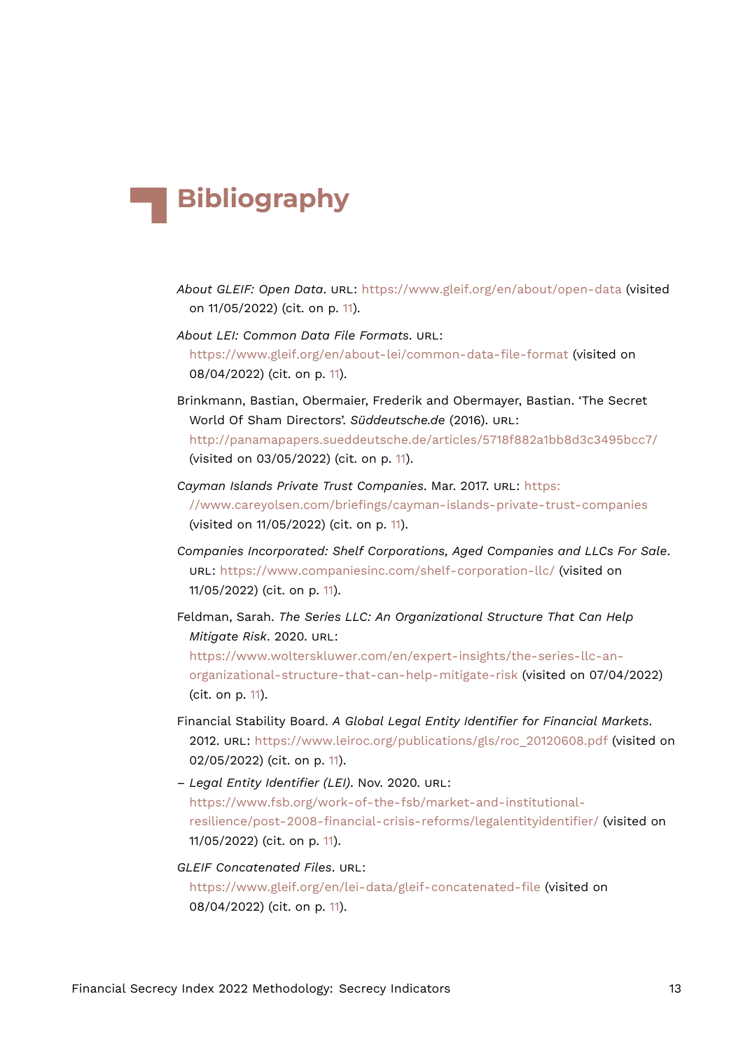# Bibliography

*About GLEIF: Open Data*. URL: https://www.gleif.org/en/about/open-data (visited on 11/05/2022) (cit. on p. 11).

*About LEI: Common Data File Formats*. URL: https://www.gleif.org/en/about-lei/common-data-file-format (visited on 08/04/2022) (cit. on p. 11).

Brinkmann, Bastian, Obermaier, Frederik and Obermayer, Bastian. 'The Secret World Of Sham Directors'. *Süddeutsche.de* (2016). URL: http://panamapapers.sueddeutsche.de/articles/5718f882a1bb8d3c3495bcc7/ (visited on 03/05/2022) (cit. on p. 11).

*Cayman Islands Private Trust Companies*. Mar. 2017. URL: https://www.careyolsen.com/briefings/cayman-islands-private-trust-companies (visited on 11/05/2022) (cit. on p. 11).

*Companies Incorporated: Shelf Corporations, Aged Companies and LLCs For Sale*. URL: https://www.companiesinc.com/shelf-corporation-llc/ (visited on 11/05/2022) (cit. on p. 11).

Feldman, Sarah. *The Series LLC: An Organizational Structure That Can Help Mitigate Risk*. 2020. URL: https://www.wolterskluwer.com/en/expert-insights/the-series-llc-an-organizational-structure-that-can-help-mitigate-risk (visited on 07/04/2022) (cit. on p. 11).

Financial Stability Board. *A Global Legal Entity Identifier for Financial Markets*. 2012. URL: https://www.leiroc.org/publications/gls/roc_20120608.pdf (visited on 02/05/2022) (cit. on p. 11).

– *Legal Entity Identifier (LEI)*. Nov. 2020. URL: https://www.fsb.org/work-of-the-fsb/market-and-institutional-resilience/post-2008-financial-crisis-reforms/legalentityidentifier/ (visited on 11/05/2022) (cit. on p. 11).

*GLEIF Concatenated Files*. URL: https://www.gleif.org/en/lei-data/gleif-concatenated-file (visited on 08/04/2022) (cit. on p. 11).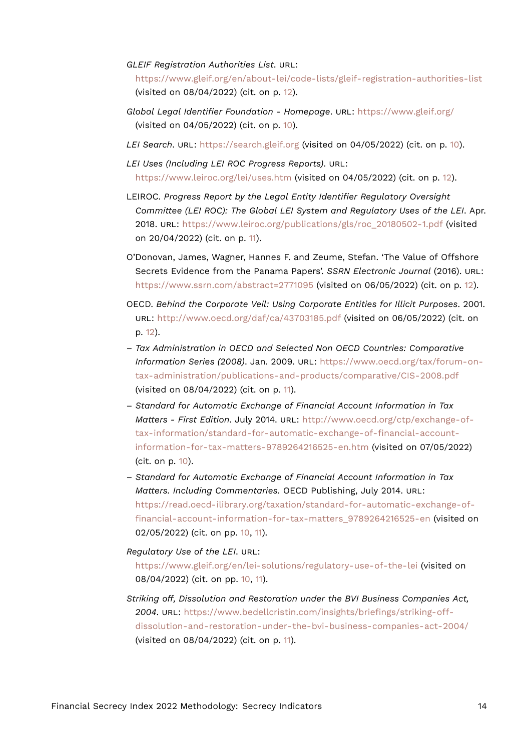*GLEIF Registration Authorities List*. URL: https://www.gleif.org/en/about-lei/code-lists/gleif-registration-authorities-list (visited on 08/04/2022) (cit. on p. 12).

*Global Legal Identifier Foundation - Homepage*. URL: https://www.gleif.org/ (visited on 04/05/2022) (cit. on p. 10).

*LEI Search*. URL: https://search.gleif.org (visited on 04/05/2022) (cit. on p. 10).

*LEI Uses (Including LEI ROC Progress Reports)*. URL: https://www.leiroc.org/lei/uses.htm (visited on 04/05/2022) (cit. on p. 12).

LEIROC. *Progress Report by the Legal Entity Identifier Regulatory Oversight Committee (LEI ROC): The Global LEI System and Regulatory Uses of the LEI*. Apr. 2018. URL: https://www.leiroc.org/publications/gls/roc_20180502-1.pdf (visited on 20/04/2022) (cit. on p. 11).

O'Donovan, James, Wagner, Hannes F. and Zeume, Stefan. 'The Value of Offshore Secrets Evidence from the Panama Papers'. *SSRN Electronic Journal* (2016). URL: https://www.ssrn.com/abstract=2771095 (visited on 06/05/2022) (cit. on p. 12).

OECD. *Behind the Corporate Veil: Using Corporate Entities for Illicit Purposes*. 2001. URL: http://www.oecd.org/daf/ca/43703185.pdf (visited on 06/05/2022) (cit. on p. 12).

– *Tax Administration in OECD and Selected Non OECD Countries: Comparative Information Series (2008)*. Jan. 2009. URL: https://www.oecd.org/tax/forum-on-tax-administration/publications-and-products/comparative/CIS-2008.pdf (visited on 08/04/2022) (cit. on p. 11).

– *Standard for Automatic Exchange of Financial Account Information in Tax Matters - First Edition*. July 2014. URL: http://www.oecd.org/ctp/exchange-of-tax-information/standard-for-automatic-exchange-of-financial-account-information-for-tax-matters-9789264216525-en.htm (visited on 07/05/2022) (cit. on p. 10).

– *Standard for Automatic Exchange of Financial Account Information in Tax Matters. Including Commentaries*. OECD Publishing, July 2014. URL: https://read.oecd-ilibrary.org/taxation/standard-for-automatic-exchange-of-financial-account-information-for-tax-matters_9789264216525-en (visited on 02/05/2022) (cit. on pp. 10, 11).

*Regulatory Use of the LEI*. URL: https://www.gleif.org/en/lei-solutions/regulatory-use-of-the-lei (visited on 08/04/2022) (cit. on pp. 10, 11).

*Striking off, Dissolution and Restoration under the BVI Business Companies Act, 2004*. URL: https://www.bedellcristin.com/insights/briefings/striking-off-dissolution-and-restoration-under-the-bvi-business-companies-act-2004/ (visited on 08/04/2022) (cit. on p. 11).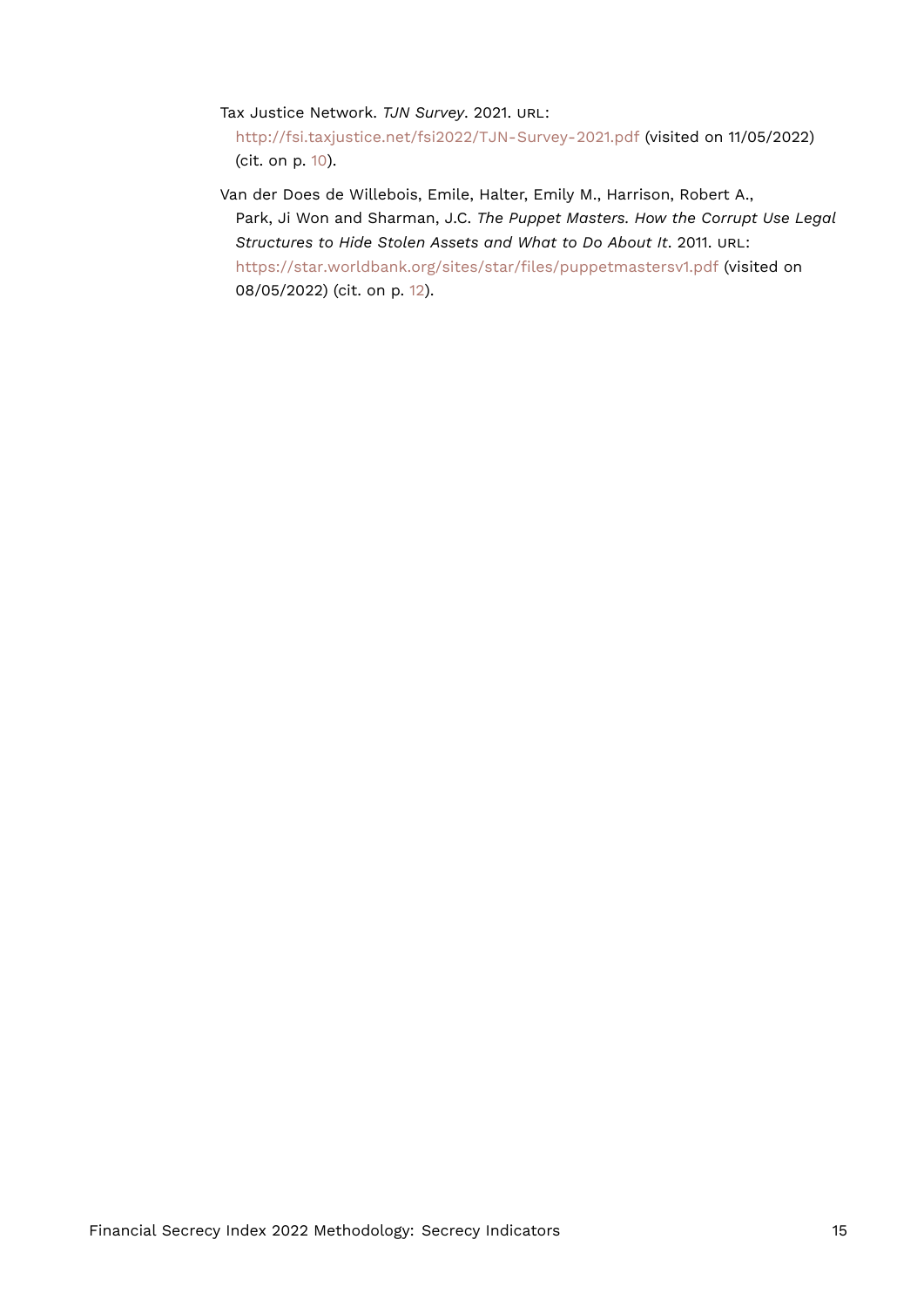Tax Justice Network. *TJN Survey*. 2021. URL: http://fsi.taxjustice.net/fsi2022/TJN-Survey-2021.pdf (visited on 11/05/2022) (cit. on p. 10).

Van der Does de Willebois, Emile, Halter, Emily M., Harrison, Robert A., Park, Ji Won and Sharman, J.C. *The Puppet Masters. How the Corrupt Use Legal Structures to Hide Stolen Assets and What to Do About It*. 2011. URL: https://star.worldbank.org/sites/star/files/puppetmastersv1.pdf (visited on 08/05/2022) (cit. on p. 12).